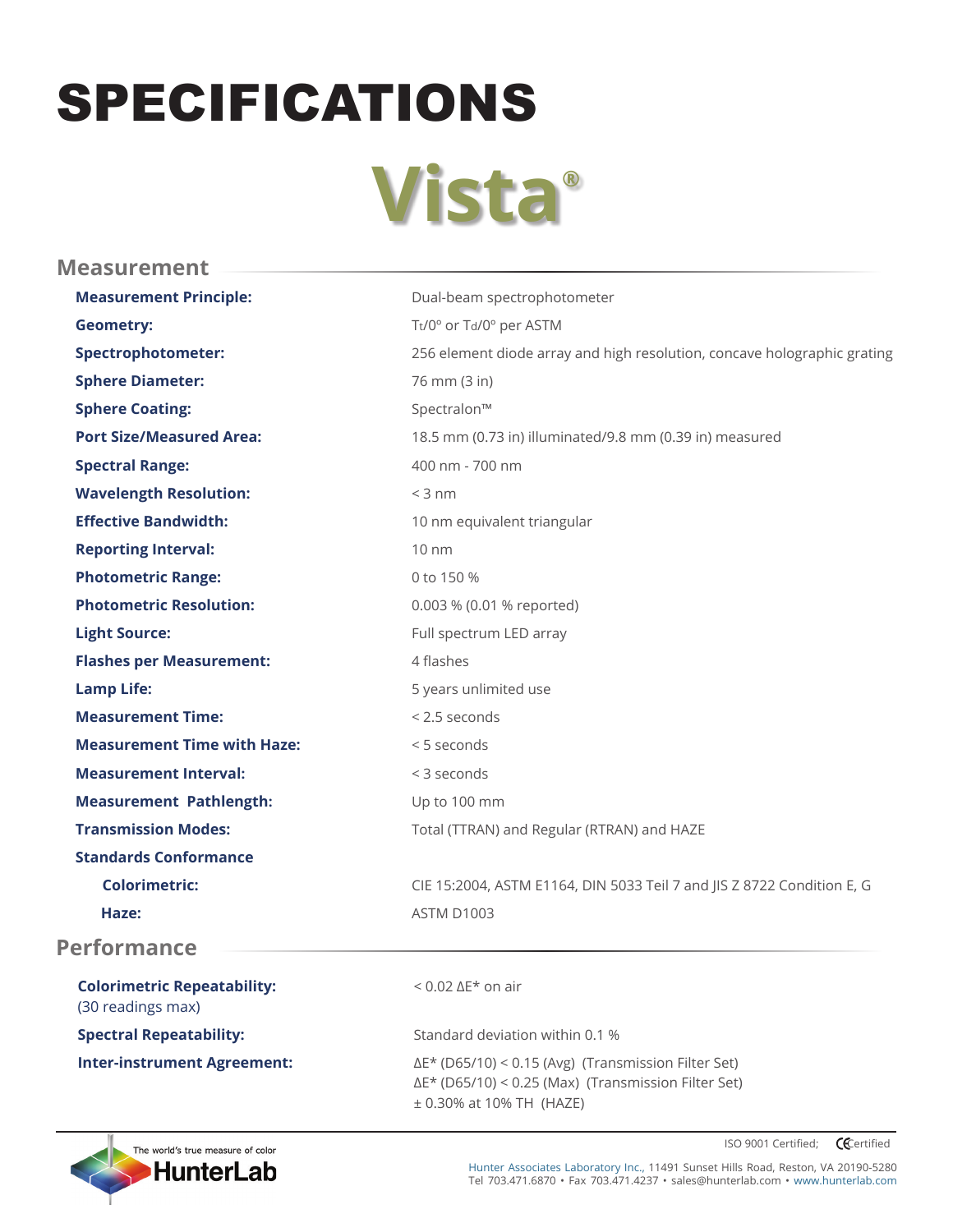# SPECIFICATIONS

# Vista®

## Measurement

| | |
|---|---|
| **Measurement Principle:** | Dual-beam spectrophotometer |
| **Geometry:** | $T_t$/0º or $T_d$/0º per ASTM |
| **Spectrophotometer:** | 256 element diode array and high resolution, concave holographic grating |
| **Sphere Diameter:** | 76 mm (3 in) |
| **Sphere Coating:** | Spectralon™ |
| **Port Size/Measured Area:** | 18.5 mm (0.73 in) illuminated/9.8 mm (0.39 in) measured |
| **Spectral Range:** | 400 nm - 700 nm |
| **Wavelength Resolution:** | < 3 nm |
| **Effective Bandwidth:** | 10 nm equivalent triangular |
| **Reporting Interval:** | 10 nm |
| **Photometric Range:** | 0 to 150 % |
| **Photometric Resolution:** | 0.003 % (0.01 % reported) |
| **Light Source:** | Full spectrum LED array |
| **Flashes per Measurement:** | 4 flashes |
| **Lamp Life:** | 5 years unlimited use |
| **Measurement Time:** | < 2.5 seconds |
| **Measurement Time with Haze:** | < 5 seconds |
| **Measurement Interval:** | < 3 seconds |
| **Measurement Pathlength:** | Up to 100 mm |
| **Transmission Modes:** | Total (TTRAN) and Regular (RTRAN) and HAZE |
| **Standards Conformance** | |
| **Colorimetric:** | CIE 15:2004, ASTM E1164, DIN 5033 Teil 7 and JIS Z 8722 Condition E, G |
| **Haze:** | ASTM D1003 |

## Performance

| | |
|---|---|
| **Colorimetric Repeatability:** (30 readings max) | < 0.02 ΔE* on air |
| **Spectral Repeatability:** | Standard deviation within 0.1 % |
| **Inter-instrument Agreement:** | ΔE* (D65/10) < 0.15 (Avg) (Transmission Filter Set)<br>ΔE* (D65/10) < 0.25 (Max) (Transmission Filter Set)<br>± 0.30% at 10% TH (HAZE) |

The world's true measure of color
HunterLab

ISO 9001 Certified; CE Certified

Hunter Associates Laboratory Inc., 11491 Sunset Hills Road, Reston, VA 20190-5280
Tel 703.471.6870 • Fax 703.471.4237 • sales@hunterlab.com • www.hunterlab.com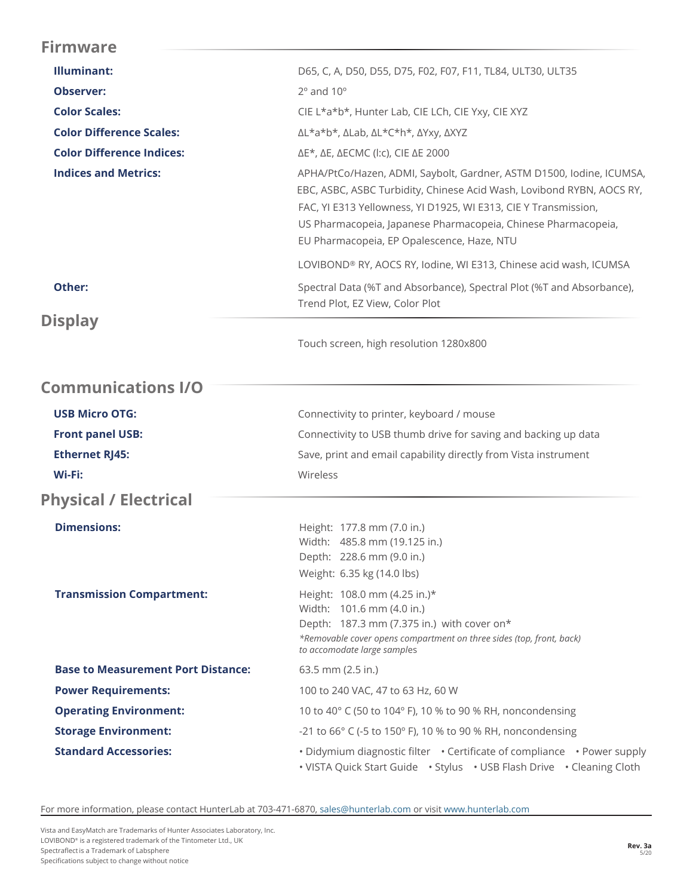## Firmware

| | |
|---|---|
| **Illuminant:** | D65, C, A, D50, D55, D75, F02, F07, F11, TL84, ULT30, ULT35 |
| **Observer:** | 2° and 10° |
| **Color Scales:** | CIE L*a*b*, Hunter Lab, CIE LCh, CIE Yxy, CIE XYZ |
| **Color Difference Scales:** | ΔL*a*b*, ΔLab, ΔL*C*h*, ΔYxy, ΔXYZ |
| **Color Difference Indices:** | ΔE*, ΔE, ΔECMC (l:c), CIE ΔE 2000 |
| **Indices and Metrics:** | APHA/PtCo/Hazen, ADMI, Saybolt, Gardner, ASTM D1500, Iodine, ICUMSA, EBC, ASBC, ASBC Turbidity, Chinese Acid Wash, Lovibond RYBN, AOCS RY, FAC, YI E313 Yellowness, YI D1925, WI E313, CIE Y Transmission, US Pharmacopeia, Japanese Pharmacopeia, Chinese Pharmacopeia, EU Pharmacopeia, EP Opalescence, Haze, NTU<br><br>LOVIBOND® RY, AOCS RY, Iodine, WI E313, Chinese acid wash, ICUMSA |
| **Other:** | Spectral Data (%T and Absorbance), Spectral Plot (%T and Absorbance), Trend Plot, EZ View, Color Plot |

## Display

Touch screen, high resolution 1280x800

## Communications I/O

| | |
|---|---|
| **USB Micro OTG:** | Connectivity to printer, keyboard / mouse |
| **Front panel USB:** | Connectivity to USB thumb drive for saving and backing up data |
| **Ethernet RJ45:** | Save, print and email capability directly from Vista instrument |
| **Wi-Fi:** | Wireless |

## Physical / Electrical

| | |
|---|---|
| **Dimensions:** | Height: 177.8 mm (7.0 in.)<br>Width: 485.8 mm (19.125 in.)<br>Depth: 228.6 mm (9.0 in.)<br>Weight: 6.35 kg (14.0 lbs) |
| **Transmission Compartment:** | Height: 108.0 mm (4.25 in.)*<br>Width: 101.6 mm (4.0 in.)<br>Depth: 187.3 mm (7.375 in.) with cover on*<br>*Removable cover opens compartment on three sides (top, front, back) to accomodate large samples* |
| **Base to Measurement Port Distance:** | 63.5 mm (2.5 in.) |
| **Power Requirements:** | 100 to 240 VAC, 47 to 63 Hz, 60 W |
| **Operating Environment:** | 10 to 40° C (50 to 104° F), 10 % to 90 % RH, noncondensing |
| **Storage Environment:** | -21 to 66° C (-5 to 150° F), 10 % to 90 % RH, noncondensing |
| **Standard Accessories:** | • Didymium diagnostic filter • Certificate of compliance • Power supply • VISTA Quick Start Guide • Stylus • USB Flash Drive • Cleaning Cloth |

For more information, please contact HunterLab at 703-471-6870, sales@hunterlab.com or visit www.hunterlab.com

Vista and EasyMatch are Trademarks of Hunter Associates Laboratory, Inc.
LOVIBOND® is a registered trademark of the Tintometer Ltd., UK
Spectraflect is a Trademark of Labsphere
Specifications subject to change without notice

**Rev. 3a**
5/20